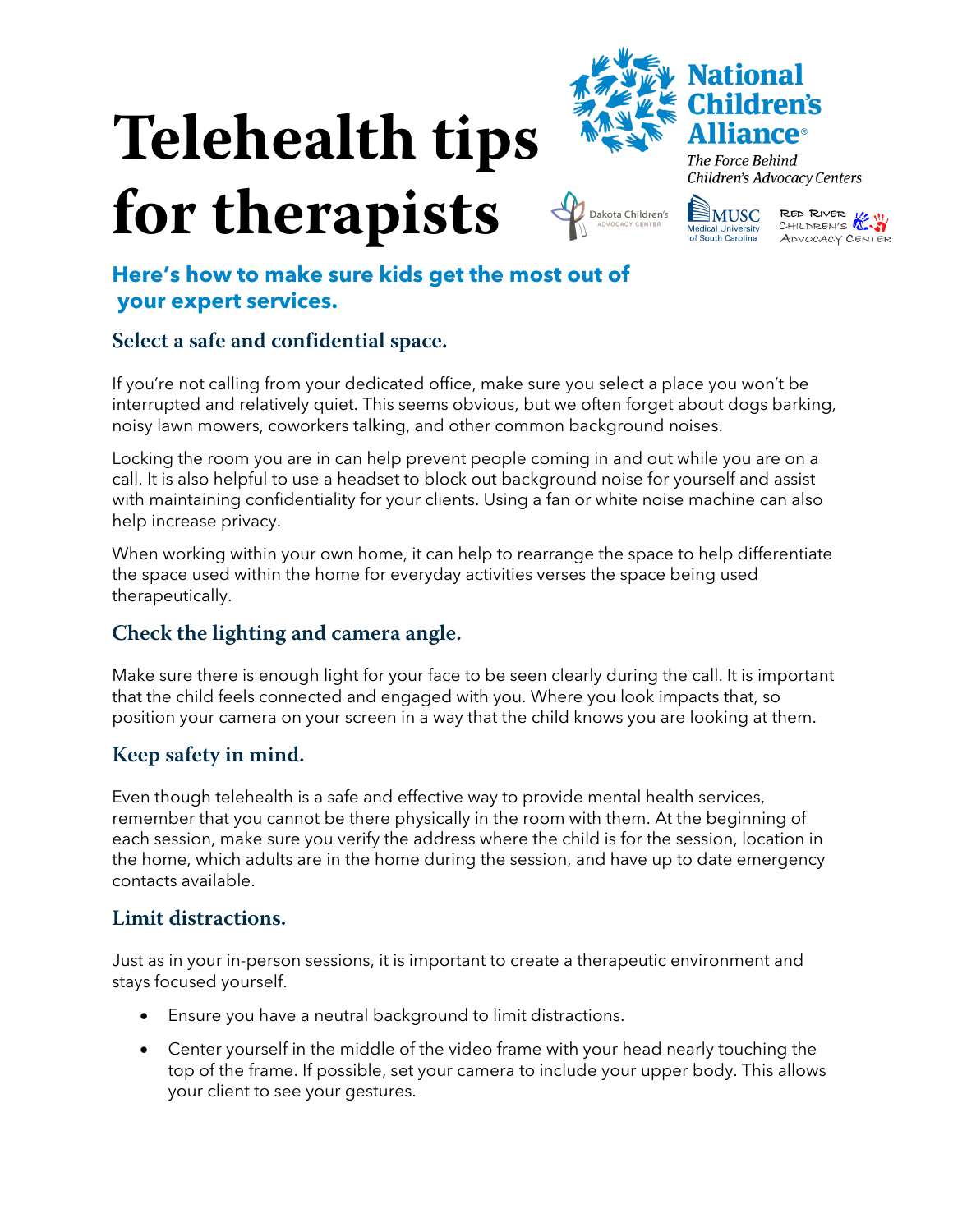# Telehealth tips for therapists

National Children's Alliance®

*The Force Behind Children's Advocacy Centers*

Dakota Children's Advocacy Center

MUSC Medical University of South Carolina

Red River Children's Advocacy Center

## Here's how to make sure kids get the most out of your expert services.

### Select a safe and confidential space.

If you're not calling from your dedicated office, make sure you select a place you won't be interrupted and relatively quiet. This seems obvious, but we often forget about dogs barking, noisy lawn mowers, coworkers talking, and other common background noises.

Locking the room you are in can help prevent people coming in and out while you are on a call. It is also helpful to use a headset to block out background noise for yourself and assist with maintaining confidentiality for your clients. Using a fan or white noise machine can also help increase privacy.

When working within your own home, it can help to rearrange the space to help differentiate the space used within the home for everyday activities verses the space being used therapeutically.

### Check the lighting and camera angle.

Make sure there is enough light for your face to be seen clearly during the call. It is important that the child feels connected and engaged with you. Where you look impacts that, so position your camera on your screen in a way that the child knows you are looking at them.

### Keep safety in mind.

Even though telehealth is a safe and effective way to provide mental health services, remember that you cannot be there physically in the room with them. At the beginning of each session, make sure you verify the address where the child is for the session, location in the home, which adults are in the home during the session, and have up to date emergency contacts available.

### Limit distractions.

Just as in your in-person sessions, it is important to create a therapeutic environment and stays focused yourself.

- Ensure you have a neutral background to limit distractions.
- Center yourself in the middle of the video frame with your head nearly touching the top of the frame. If possible, set your camera to include your upper body. This allows your client to see your gestures.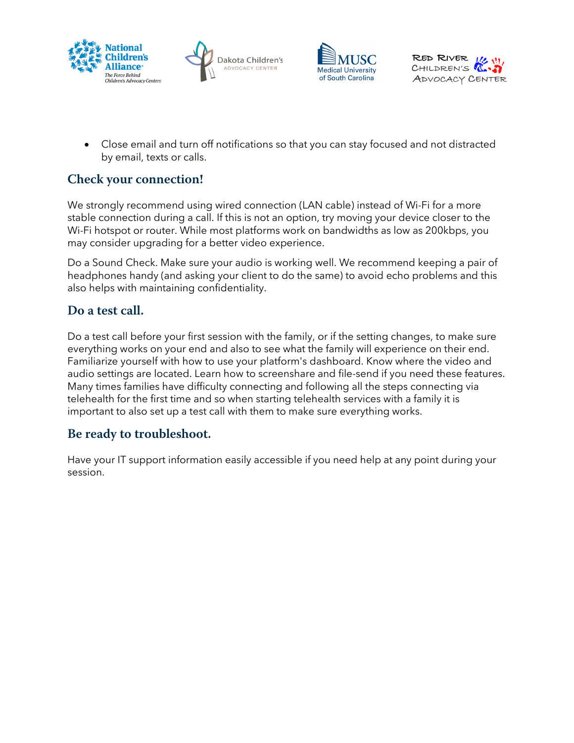- Close email and turn off notifications so that you can stay focused and not distracted by email, texts or calls.

## Check your connection!

We strongly recommend using wired connection (LAN cable) instead of Wi-Fi for a more stable connection during a call. If this is not an option, try moving your device closer to the Wi-Fi hotspot or router. While most platforms work on bandwidths as low as 200kbps, you may consider upgrading for a better video experience.

Do a Sound Check. Make sure your audio is working well. We recommend keeping a pair of headphones handy (and asking your client to do the same) to avoid echo problems and this also helps with maintaining confidentiality.

## Do a test call.

Do a test call before your first session with the family, or if the setting changes, to make sure everything works on your end and also to see what the family will experience on their end. Familiarize yourself with how to use your platform's dashboard. Know where the video and audio settings are located. Learn how to screenshare and file-send if you need these features. Many times families have difficulty connecting and following all the steps connecting via telehealth for the first time and so when starting telehealth services with a family it is important to also set up a test call with them to make sure everything works.

## Be ready to troubleshoot.

Have your IT support information easily accessible if you need help at any point during your session.